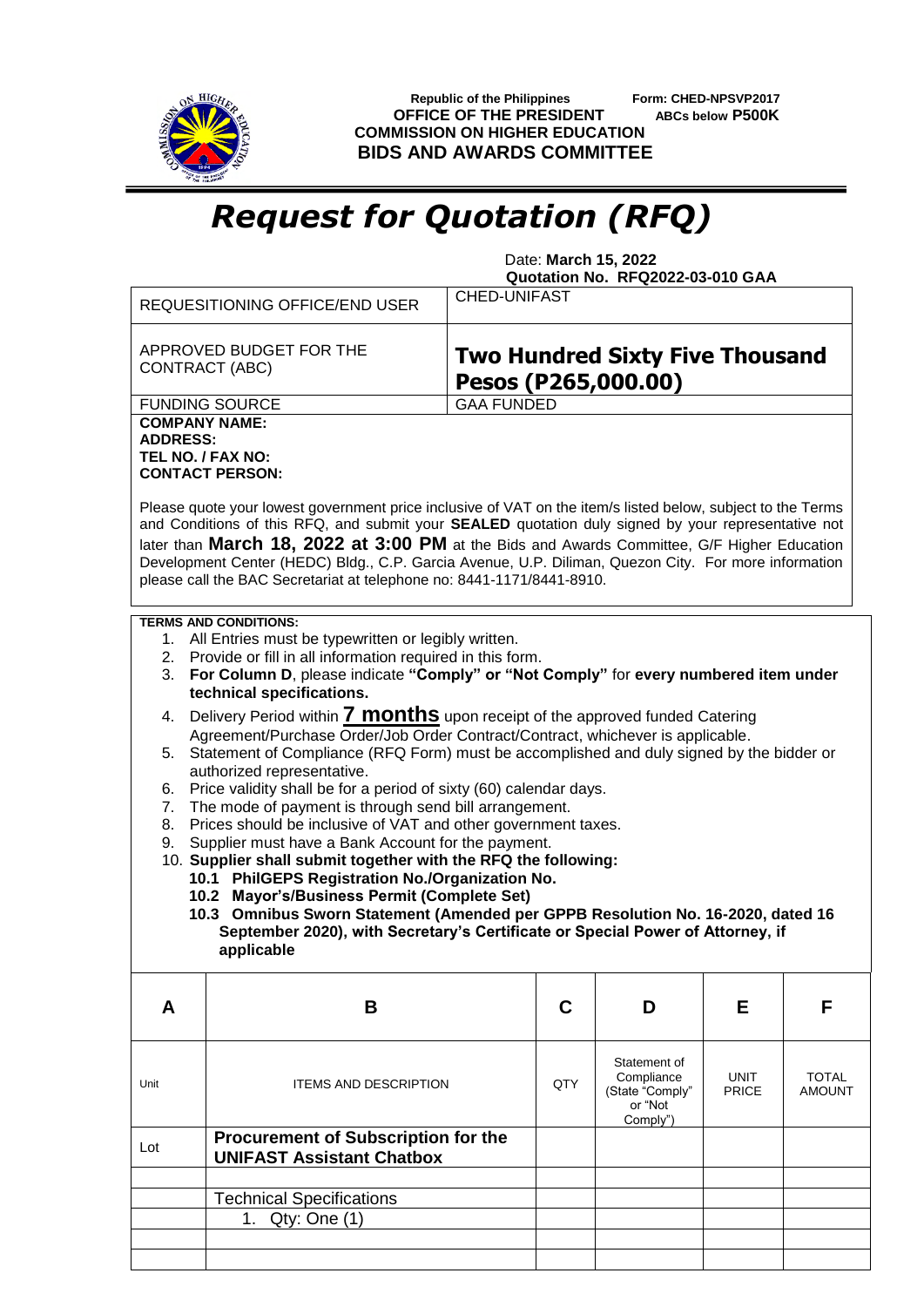Republic of the Philippines
OFFICE OF THE PRESIDENT
COMMISSION ON HIGHER EDUCATION
**BIDS AND AWARDS COMMITTEE**

Form: CHED-NPSVP2017
ABCs below **P500K**

# *Request for Quotation (RFQ)*

Date: **March 15, 2022**
**Quotation No. RFQ2022-03-010 GAA**

| | |
|---|---|
| REQUESITIONING OFFICE/END USER | CHED-UNIFAST |
| APPROVED BUDGET FOR THE CONTRACT (ABC) | **Two Hundred Sixty Five Thousand Pesos (P265,000.00)** |
| FUNDING SOURCE | GAA FUNDED |

**COMPANY NAME:**
**ADDRESS:**
**TEL NO. / FAX NO:**
**CONTACT PERSON:**

Please quote your lowest government price inclusive of VAT on the item/s listed below, subject to the Terms and Conditions of this RFQ, and submit your **SEALED** quotation duly signed by your representative not later than **March 18, 2022 at 3:00 PM** at the Bids and Awards Committee, G/F Higher Education Development Center (HEDC) Bldg., C.P. Garcia Avenue, U.P. Diliman, Quezon City. For more information please call the BAC Secretariat at telephone no: 8441-1171/8441-8910.

**TERMS AND CONDITIONS:**

1. All Entries must be typewritten or legibly written.
2. Provide or fill in all information required in this form.
3. **For Column D**, please indicate **"Comply" or "Not Comply"** for **every numbered item under technical specifications.**
4. Delivery Period within **7 months** upon receipt of the approved funded Catering Agreement/Purchase Order/Job Order Contract/Contract, whichever is applicable.
5. Statement of Compliance (RFQ Form) must be accomplished and duly signed by the bidder or authorized representative.
6. Price validity shall be for a period of sixty (60) calendar days.
7. The mode of payment is through send bill arrangement.
8. Prices should be inclusive of VAT and other government taxes.
9. Supplier must have a Bank Account for the payment.
10. **Supplier shall submit together with the RFQ the following:**
    **10.1 PhilGEPS Registration No./Organization No.**
    **10.2 Mayor's/Business Permit (Complete Set)**
    **10.3 Omnibus Sworn Statement (Amended per GPPB Resolution No. 16-2020, dated 16 September 2020), with Secretary's Certificate or Special Power of Attorney, if applicable**

| A | B | C | D | E | F |
|---|---|---|---|---|---|
| Unit | ITEMS AND DESCRIPTION | QTY | Statement of Compliance (State "Comply" or "Not Comply") | UNIT PRICE | TOTAL AMOUNT |
| Lot | **Procurement of Subscription for the UNIFAST Assistant Chatbox** | | | | |
| | | | | | |
| | Technical Specifications | | | | |
| | 1. Qty: One (1) | | | | |
| | | | | | |
| | | | | | |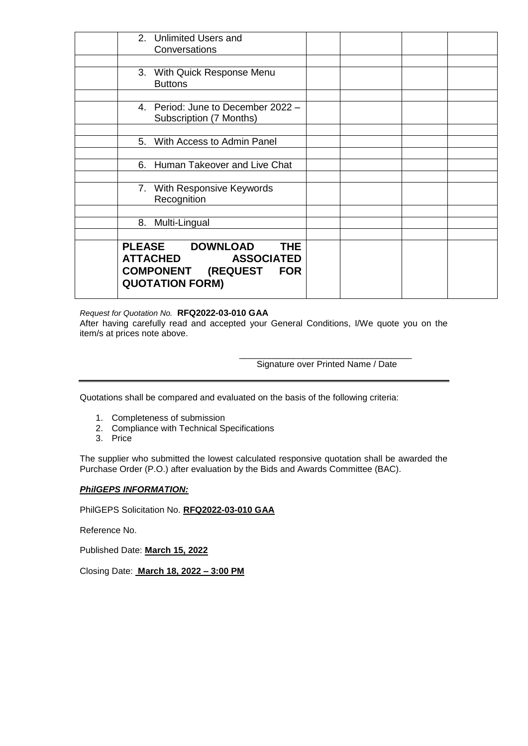| | | | | | |
|---|---|---|---|---|---|
| | 2. Unlimited Users and Conversations | | | | |
| | | | | | |
| | 3. With Quick Response Menu Buttons | | | | |
| | | | | | |
| | 4. Period: June to December 2022 – Subscription (7 Months) | | | | |
| | | | | | |
| | 5. With Access to Admin Panel | | | | |
| | | | | | |
| | 6. Human Takeover and Live Chat | | | | |
| | | | | | |
| | 7. With Responsive Keywords Recognition | | | | |
| | | | | | |
| | 8. Multi-Lingual | | | | |
| | | | | | |
| | **PLEASE DOWNLOAD THE ATTACHED ASSOCIATED COMPONENT (REQUEST FOR QUOTATION FORM)** | | | | |

*Request for Quotation No.* **RFQ2022-03-010 GAA**

After having carefully read and accepted your General Conditions, I/We quote you on the item/s at prices note above.

\_\_\_\_\_\_\_\_\_\_\_\_\_\_\_\_\_\_\_\_\_\_\_\_\_\_\_\_\_\_\_\_\_\_\_\_

Signature over Printed Name / Date

---

Quotations shall be compared and evaluated on the basis of the following criteria:

1. Completeness of submission
2. Compliance with Technical Specifications
3. Price

The supplier who submitted the lowest calculated responsive quotation shall be awarded the Purchase Order (P.O.) after evaluation by the Bids and Awards Committee (BAC).

***PhilGEPS INFORMATION:***

PhilGEPS Solicitation No. **RFQ2022-03-010 GAA**

Reference No.

Published Date: **March 15, 2022**

Closing Date: **March 18, 2022 – 3:00 PM**